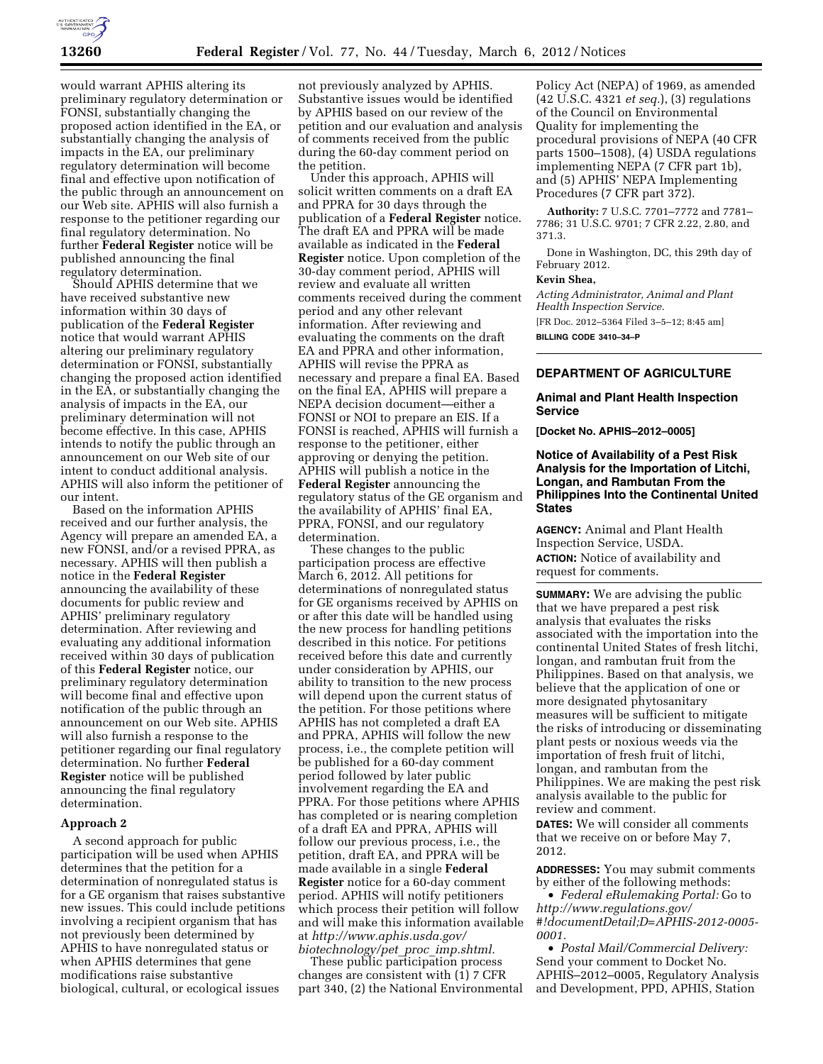would warrant APHIS altering its preliminary regulatory determination or FONSI, substantially changing the proposed action identified in the EA, or substantially changing the analysis of impacts in the EA, our preliminary regulatory determination will become final and effective upon notification of the public through an announcement on our Web site. APHIS will also furnish a response to the petitioner regarding our final regulatory determination. No further **Federal Register** notice will be published announcing the final regulatory determination.

Should APHIS determine that we have received substantive new information within 30 days of publication of the **Federal Register** notice that would warrant APHIS altering our preliminary regulatory determination or FONSI, substantially changing the proposed action identified in the EA, or substantially changing the analysis of impacts in the EA, our preliminary determination will not become effective. In this case, APHIS intends to notify the public through an announcement on our Web site of our intent to conduct additional analysis. APHIS will also inform the petitioner of our intent.

Based on the information APHIS received and our further analysis, the Agency will prepare an amended EA, a new FONSI, and/or a revised PPRA, as necessary. APHIS will then publish a notice in the **Federal Register** announcing the availability of these documents for public review and APHIS' preliminary regulatory determination. After reviewing and evaluating any additional information received within 30 days of publication of this **Federal Register** notice, our preliminary regulatory determination will become final and effective upon notification of the public through an announcement on our Web site. APHIS will also furnish a response to the petitioner regarding our final regulatory determination. No further **Federal Register** notice will be published announcing the final regulatory determination.

### Approach 2

A second approach for public participation will be used when APHIS determines that the petition for a determination of nonregulated status is for a GE organism that raises substantive new issues. This could include petitions involving a recipient organism that has not previously been determined by APHIS to have nonregulated status or when APHIS determines that gene modifications raise substantive biological, cultural, or ecological issues not previously analyzed by APHIS. Substantive issues would be identified by APHIS based on our review of the petition and our evaluation and analysis of comments received from the public during the 60-day comment period on the petition.

Under this approach, APHIS will solicit written comments on a draft EA and PPRA for 30 days through the publication of a **Federal Register** notice. The draft EA and PPRA will be made available as indicated in the **Federal Register** notice. Upon completion of the 30-day comment period, APHIS will review and evaluate all written comments received during the comment period and any other relevant information. After reviewing and evaluating the comments on the draft EA and PPRA and other information, APHIS will revise the PPRA as necessary and prepare a final EA. Based on the final EA, APHIS will prepare a NEPA decision document—either a FONSI or NOI to prepare an EIS. If a FONSI is reached, APHIS will furnish a response to the petitioner, either approving or denying the petition. APHIS will publish a notice in the **Federal Register** announcing the regulatory status of the GE organism and the availability of APHIS' final EA, PPRA, FONSI, and our regulatory determination.

These changes to the public participation process are effective March 6, 2012. All petitions for determinations of nonregulated status for GE organisms received by APHIS on or after this date will be handled using the new process for handling petitions described in this notice. For petitions received before this date and currently under consideration by APHIS, our ability to transition to the new process will depend upon the current status of the petition. For those petitions where APHIS has not completed a draft EA and PPRA, APHIS will follow the new process, i.e., the complete petition will be published for a 60-day comment period followed by later public involvement regarding the EA and PPRA. For those petitions where APHIS has completed or is nearing completion of a draft EA and PPRA, APHIS will follow our previous process, i.e., the petition, draft EA, and PPRA will be made available in a single **Federal Register** notice for a 60-day comment period. APHIS will notify petitioners which process their petition will follow and will make this information available at *http://www.aphis.usda.gov/biotechnology/pet_proc_imp.shtml.*

These public participation process changes are consistent with (1) 7 CFR part 340, (2) the National Environmental Policy Act (NEPA) of 1969, as amended (42 U.S.C. 4321 *et seq.*), (3) regulations of the Council on Environmental Quality for implementing the procedural provisions of NEPA (40 CFR parts 1500–1508), (4) USDA regulations implementing NEPA (7 CFR part 1b), and (5) APHIS' NEPA Implementing Procedures (7 CFR part 372).

**Authority:** 7 U.S.C. 7701–7772 and 7781–7786; 31 U.S.C. 9701; 7 CFR 2.22, 2.80, and 371.3.

Done in Washington, DC, this 29th day of February 2012.

**Kevin Shea,**

*Acting Administrator, Animal and Plant Health Inspection Service.*

[FR Doc. 2012–5364 Filed 3–5–12; 8:45 am]

**BILLING CODE 3410–34–P**

---

## DEPARTMENT OF AGRICULTURE

### Animal and Plant Health Inspection Service

**[Docket No. APHIS–2012–0005]**

### Notice of Availability of a Pest Risk Analysis for the Importation of Litchi, Longan, and Rambutan From the Philippines Into the Continental United States

**AGENCY:** Animal and Plant Health Inspection Service, USDA.

**ACTION:** Notice of availability and request for comments.

**SUMMARY:** We are advising the public that we have prepared a pest risk analysis that evaluates the risks associated with the importation into the continental United States of fresh litchi, longan, and rambutan fruit from the Philippines. Based on that analysis, we believe that the application of one or more designated phytosanitary measures will be sufficient to mitigate the risks of introducing or disseminating plant pests or noxious weeds via the importation of fresh fruit of litchi, longan, and rambutan from the Philippines. We are making the pest risk analysis available to the public for review and comment.

**DATES:** We will consider all comments that we receive on or before May 7, 2012.

**ADDRESSES:** You may submit comments by either of the following methods:

- *Federal eRulemaking Portal:* Go to *http://www.regulations.gov/#!documentDetail;D=APHIS-2012-0005-0001.*
- *Postal Mail/Commercial Delivery:* Send your comment to Docket No. APHIS–2012–0005, Regulatory Analysis and Development, PPD, APHIS, Station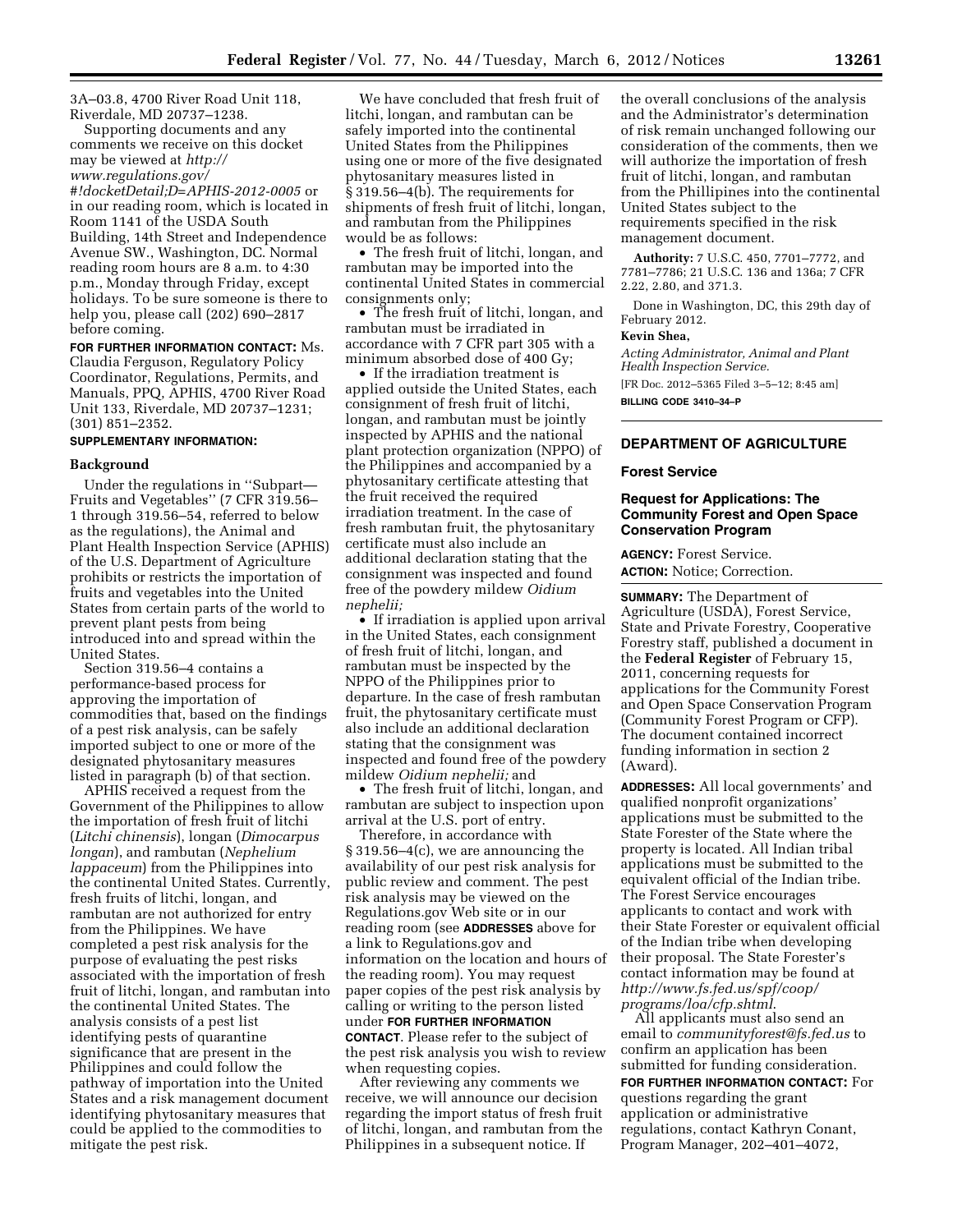3A–03.8, 4700 River Road Unit 118, Riverdale, MD 20737–1238.

Supporting documents and any comments we receive on this docket may be viewed at *http://www.regulations.gov/#!docketDetail;D=APHIS-2012-0005* or in our reading room, which is located in Room 1141 of the USDA South Building, 14th Street and Independence Avenue SW., Washington, DC. Normal reading room hours are 8 a.m. to 4:30 p.m., Monday through Friday, except holidays. To be sure someone is there to help you, please call (202) 690–2817 before coming.

**FOR FURTHER INFORMATION CONTACT:** Ms. Claudia Ferguson, Regulatory Policy Coordinator, Regulations, Permits, and Manuals, PPQ, APHIS, 4700 River Road Unit 133, Riverdale, MD 20737–1231; (301) 851–2352.

**SUPPLEMENTARY INFORMATION:**

**Background**

Under the regulations in ''Subpart—Fruits and Vegetables'' (7 CFR 319.56–1 through 319.56–54, referred to below as the regulations), the Animal and Plant Health Inspection Service (APHIS) of the U.S. Department of Agriculture prohibits or restricts the importation of fruits and vegetables into the United States from certain parts of the world to prevent plant pests from being introduced into and spread within the United States.

Section 319.56–4 contains a performance-based process for approving the importation of commodities that, based on the findings of a pest risk analysis, can be safely imported subject to one or more of the designated phytosanitary measures listed in paragraph (b) of that section.

APHIS received a request from the Government of the Philippines to allow the importation of fresh fruit of litchi (*Litchi chinensis*), longan (*Dimocarpus longan*), and rambutan (*Nephelium lappaceum*) from the Philippines into the continental United States. Currently, fresh fruits of litchi, longan, and rambutan are not authorized for entry from the Philippines. We have completed a pest risk analysis for the purpose of evaluating the pest risks associated with the importation of fresh fruit of litchi, longan, and rambutan into the continental United States. The analysis consists of a pest list identifying pests of quarantine significance that are present in the Philippines and could follow the pathway of importation into the United States and a risk management document identifying phytosanitary measures that could be applied to the commodities to mitigate the pest risk.

We have concluded that fresh fruit of litchi, longan, and rambutan can be safely imported into the continental United States from the Philippines using one or more of the five designated phytosanitary measures listed in § 319.56–4(b). The requirements for shipments of fresh fruit of litchi, longan, and rambutan from the Philippines would be as follows:

- The fresh fruit of litchi, longan, and rambutan may be imported into the continental United States in commercial consignments only;
- The fresh fruit of litchi, longan, and rambutan must be irradiated in accordance with 7 CFR part 305 with a minimum absorbed dose of 400 Gy;
- If the irradiation treatment is applied outside the United States, each consignment of fresh fruit of litchi, longan, and rambutan must be jointly inspected by APHIS and the national plant protection organization (NPPO) of the Philippines and accompanied by a phytosanitary certificate attesting that the fruit received the required irradiation treatment. In the case of fresh rambutan fruit, the phytosanitary certificate must also include an additional declaration stating that the consignment was inspected and found free of the powdery mildew *Oidium nephelii;*
- If irradiation is applied upon arrival in the United States, each consignment of fresh fruit of litchi, longan, and rambutan must be inspected by the NPPO of the Philippines prior to departure. In the case of fresh rambutan fruit, the phytosanitary certificate must also include an additional declaration stating that the consignment was inspected and found free of the powdery mildew *Oidium nephelii;* and
- The fresh fruit of litchi, longan, and rambutan are subject to inspection upon arrival at the U.S. port of entry.

Therefore, in accordance with § 319.56–4(c), we are announcing the availability of our pest risk analysis for public review and comment. The pest risk analysis may be viewed on the Regulations.gov Web site or in our reading room (see **ADDRESSES** above for a link to Regulations.gov and information on the location and hours of the reading room). You may request paper copies of the pest risk analysis by calling or writing to the person listed under **FOR FURTHER INFORMATION CONTACT**. Please refer to the subject of the pest risk analysis you wish to review when requesting copies.

After reviewing any comments we receive, we will announce our decision regarding the import status of fresh fruit of litchi, longan, and rambutan from the Philippines in a subsequent notice. If the overall conclusions of the analysis and the Administrator's determination of risk remain unchanged following our consideration of the comments, then we will authorize the importation of fresh fruit of litchi, longan, and rambutan from the Phillipines into the continental United States subject to the requirements specified in the risk management document.

**Authority:** 7 U.S.C. 450, 7701–7772, and 7781–7786; 21 U.S.C. 136 and 136a; 7 CFR 2.22, 2.80, and 371.3.

Done in Washington, DC, this 29th day of February 2012.

**Kevin Shea,**

*Acting Administrator, Animal and Plant Health Inspection Service.*

[FR Doc. 2012–5365 Filed 3–5–12; 8:45 am]

**BILLING CODE 3410–34–P**

## DEPARTMENT OF AGRICULTURE

### Forest Service

### Request for Applications: The Community Forest and Open Space Conservation Program

**AGENCY:** Forest Service.

**ACTION:** Notice; Correction.

**SUMMARY:** The Department of Agriculture (USDA), Forest Service, State and Private Forestry, Cooperative Forestry staff, published a document in the **Federal Register** of February 15, 2011, concerning requests for applications for the Community Forest and Open Space Conservation Program (Community Forest Program or CFP). The document contained incorrect funding information in section 2 (Award).

**ADDRESSES:** All local governments' and qualified nonprofit organizations' applications must be submitted to the State Forester of the State where the property is located. All Indian tribal applications must be submitted to the equivalent official of the Indian tribe. The Forest Service encourages applicants to contact and work with their State Forester or equivalent official of the Indian tribe when developing their proposal. The State Forester's contact information may be found at *http://www.fs.fed.us/spf/coop/programs/loa/cfp.shtml*.

All applicants must also send an email to *communityforest@fs.fed.us* to confirm an application has been submitted for funding consideration.

**FOR FURTHER INFORMATION CONTACT:** For questions regarding the grant application or administrative regulations, contact Kathryn Conant, Program Manager, 202–401–4072,